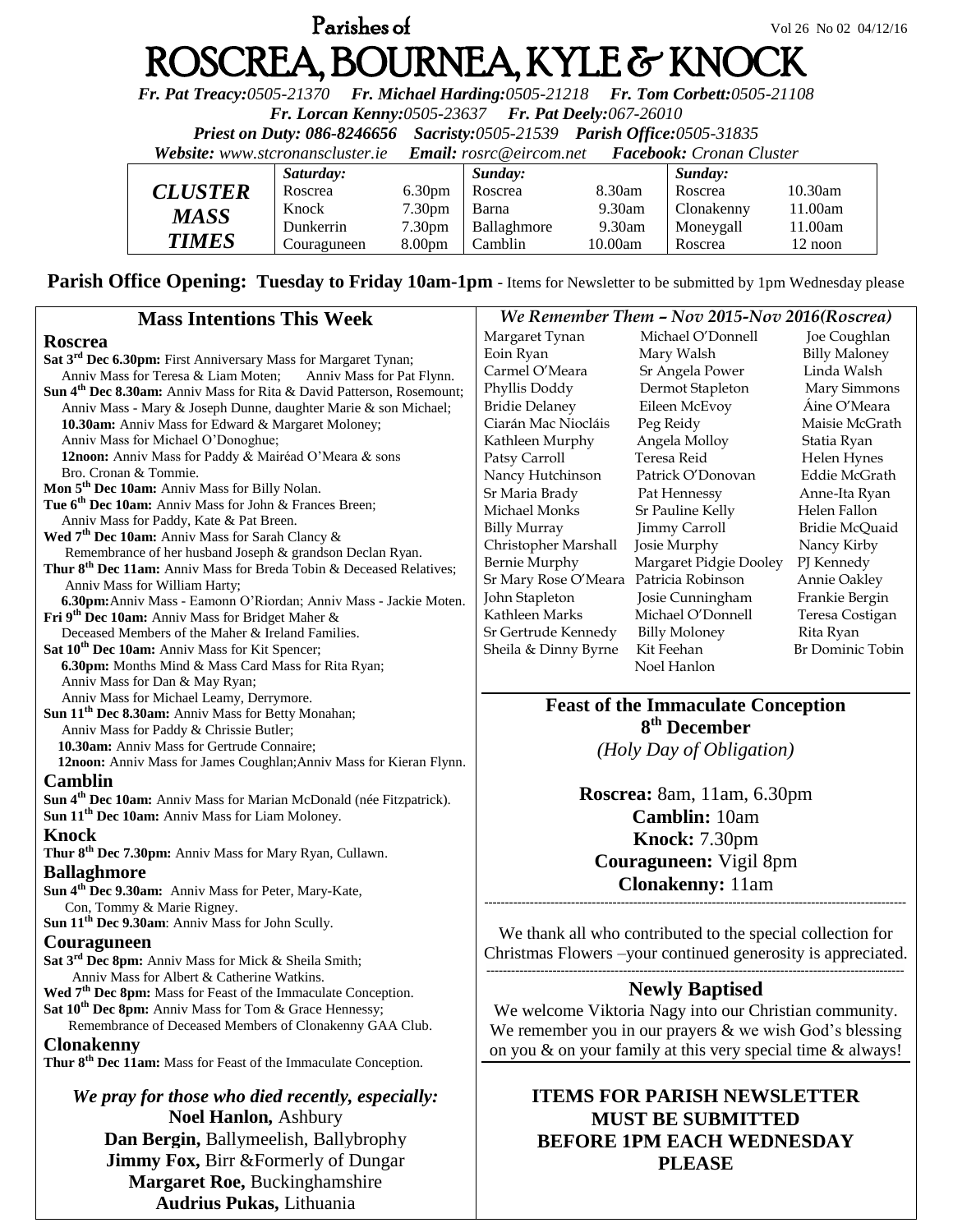# Parishes of ROSCREA, BOURNEA, KYLE & KNOCK

Vol 26 No 02 04/12/16

*Fr. Pat Treacy:0505-21370 Fr. Michael Harding:0505-21218 Fr. Tom Corbett:0505-21108*
*Fr. Lorcan Kenny:0505-23637 Fr. Pat Deely:067-26010*
*Priest on Duty: 086-8246656 Sacristy:0505-21539 Parish Office:0505-31835*
*Website: www.stcronanscluster.ie Email: rosrc@eircom.net Facebook: Cronan Cluster*

| CLUSTER MASS TIMES | Saturday: | | Sunday: | | Sunday: | |
|---|---|---|---|---|---|---|
| | Roscrea | 6.30pm | Roscrea | 8.30am | Roscrea | 10.30am |
| | Knock | 7.30pm | Barna | 9.30am | Clonakenny | 11.00am |
| | Dunkerrin | 7.30pm | Ballaghmore | 9.30am | Moneygall | 11.00am |
| | Couraguneen | 8.00pm | Camblin | 10.00am | Roscrea | 12 noon |

**Parish Office Opening: Tuesday to Friday 10am-1pm** - Items for Newsletter to be submitted by 1pm Wednesday please

## Mass Intentions This Week

### Roscrea

**Sat 3rd Dec 6.30pm:** First Anniversary Mass for Margaret Tynan; Anniv Mass for Teresa & Liam Moten; Anniv Mass for Pat Flynn.
**Sun 4th Dec 8.30am:** Anniv Mass for Rita & David Patterson, Rosemount; Anniv Mass - Mary & Joseph Dunne, daughter Marie & son Michael;
**10.30am:** Anniv Mass for Edward & Margaret Moloney; Anniv Mass for Michael O'Donoghue;
**12noon:** Anniv Mass for Paddy & Mairéad O'Meara & sons Bro. Cronan & Tommie.
**Mon 5th Dec 10am:** Anniv Mass for Billy Nolan.
**Tue 6th Dec 10am:** Anniv Mass for John & Frances Breen; Anniv Mass for Paddy, Kate & Pat Breen.
**Wed 7th Dec 10am:** Anniv Mass for Sarah Clancy & Remembrance of her husband Joseph & grandson Declan Ryan.
**Thur 8th Dec 11am:** Anniv Mass for Breda Tobin & Deceased Relatives; Anniv Mass for William Harty;
**6.30pm:** Anniv Mass - Eamonn O'Riordan; Anniv Mass - Jackie Moten.
**Fri 9th Dec 10am:** Anniv Mass for Bridget Maher & Deceased Members of the Maher & Ireland Families.
**Sat 10th Dec 10am:** Anniv Mass for Kit Spencer;
**6.30pm:** Months Mind & Mass Card Mass for Rita Ryan; Anniv Mass for Dan & May Ryan; Anniv Mass for Michael Leamy, Derrymore.
**Sun 11th Dec 8.30am:** Anniv Mass for Betty Monahan; Anniv Mass for Paddy & Chrissie Butler;
**10.30am:** Anniv Mass for Gertrude Connaire;
**12noon:** Anniv Mass for James Coughlan;Anniv Mass for Kieran Flynn.

### Camblin

**Sun 4th Dec 10am:** Anniv Mass for Marian McDonald (née Fitzpatrick).
**Sun 11th Dec 10am:** Anniv Mass for Liam Moloney.

### Knock

**Thur 8th Dec 7.30pm:** Anniv Mass for Mary Ryan, Cullawn.

### Ballaghmore

**Sun 4th Dec 9.30am:** Anniv Mass for Peter, Mary-Kate, Con, Tommy & Marie Rigney.
**Sun 11th Dec 9.30am**: Anniv Mass for John Scully.

### Couraguneen

**Sat 3rd Dec 8pm:** Anniv Mass for Mick & Sheila Smith; Anniv Mass for Albert & Catherine Watkins.
**Wed 7th Dec 8pm:** Mass for Feast of the Immaculate Conception.
**Sat 10th Dec 8pm:** Anniv Mass for Tom & Grace Hennessy; Remembrance of Deceased Members of Clonakenny GAA Club.

### Clonakenny

**Thur 8th Dec 11am:** Mass for Feast of the Immaculate Conception.

***We pray for those who died recently, especially:***

**Noel Hanlon,** Ashbury
**Dan Bergin,** Ballymeelish, Ballybrophy
**Jimmy Fox,** Birr &Formerly of Dungar
**Margaret Roe,** Buckinghamshire
**Audrius Pukas,** Lithuania

## *We Remember Them – Nov 2015-Nov 2016(Roscrea)*

| | | |
|---|---|---|
| Margaret Tynan | Michael O'Donnell | Joe Coughlan |
| Eoin Ryan | Mary Walsh | Billy Maloney |
| Carmel O'Meara | Sr Angela Power | Linda Walsh |
| Phyllis Doddy | Dermot Stapleton | Mary Simmons |
| Bridie Delaney | Eileen McEvoy | Áine O'Meara |
| Ciarán Mac Niocláis | Peg Reidy | Maisie McGrath |
| Kathleen Murphy | Angela Molloy | Statia Ryan |
| Patsy Carroll | Teresa Reid | Helen Hynes |
| Nancy Hutchinson | Patrick O'Donovan | Eddie McGrath |
| Sr Maria Brady | Pat Hennessy | Anne-Ita Ryan |
| Michael Monks | Sr Pauline Kelly | Helen Fallon |
| Billy Murray | Jimmy Carroll | Bridie McQuaid |
| Christopher Marshall | Josie Murphy | Nancy Kirby |
| Bernie Murphy | Margaret Pidgie Dooley | PJ Kennedy |
| Sr Mary Rose O'Meara | Patricia Robinson | Annie Oakley |
| John Stapleton | Josie Cunningham | Frankie Bergin |
| Kathleen Marks | Michael O'Donnell | Teresa Costigan |
| Sr Gertrude Kennedy | Billy Moloney | Rita Ryan |
| Sheila & Dinny Byrne | Kit Feehan | Br Dominic Tobin |
| | Noel Hanlon | |

## Feast of the Immaculate Conception 8th December

*(Holy Day of Obligation)*

**Roscrea:** 8am, 11am, 6.30pm
**Camblin:** 10am
**Knock:** 7.30pm
**Couraguneen:** Vigil 8pm
**Clonakenny:** 11am

---

We thank all who contributed to the special collection for Christmas Flowers –your continued generosity is appreciated.

---

## Newly Baptised

We welcome Viktoria Nagy into our Christian community. We remember you in our prayers & we wish God's blessing on you & on your family at this very special time & always!

**ITEMS FOR PARISH NEWSLETTER MUST BE SUBMITTED BEFORE 1PM EACH WEDNESDAY PLEASE**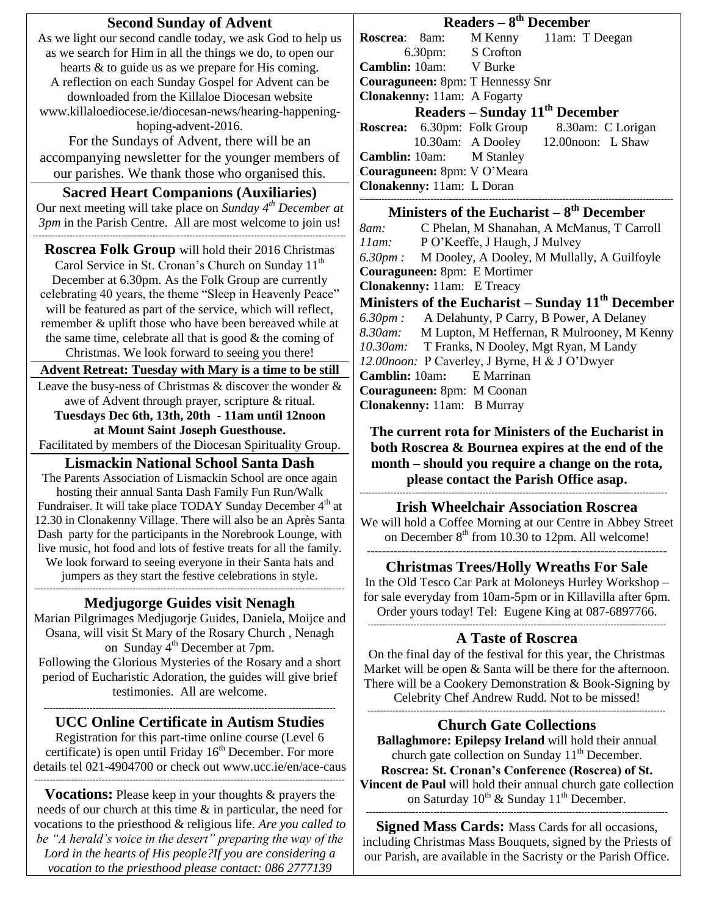## Second Sunday of Advent

As we light our second candle today, we ask God to help us as we search for Him in all the things we do, to open our hearts & to guide us as we prepare for His coming.
A reflection on each Sunday Gospel for Advent can be downloaded from the Killaloe Diocesan website www.killaloediocese.ie/diocesan-news/hearing-happening-hoping-advent-2016.
For the Sundays of Advent, there will be an accompanying newsletter for the younger members of our parishes. We thank those who organised this.

## Sacred Heart Companions (Auxiliaries)

Our next meeting will take place on *Sunday 4th December at 3pm* in the Parish Centre. All are most welcome to join us!

**Roscrea Folk Group** will hold their 2016 Christmas Carol Service in St. Cronan's Church on Sunday 11th December at 6.30pm. As the Folk Group are currently celebrating 40 years, the theme "Sleep in Heavenly Peace" will be featured as part of the service, which will reflect, remember & uplift those who have been bereaved while at the same time, celebrate all that is good & the coming of Christmas. We look forward to seeing you there!

**Advent Retreat: Tuesday with Mary is a time to be still**

Leave the busy-ness of Christmas & discover the wonder & awe of Advent through prayer, scripture & ritual.
**Tuesdays Dec 6th, 13th, 20th - 11am until 12noon at Mount Saint Joseph Guesthouse.**
Facilitated by members of the Diocesan Spirituality Group.

## Lismackin National School Santa Dash

The Parents Association of Lismackin School are once again hosting their annual Santa Dash Family Fun Run/Walk Fundraiser. It will take place TODAY Sunday December 4th at 12.30 in Clonakenny Village. There will also be an Après Santa Dash party for the participants in the Norebrook Lounge, with live music, hot food and lots of festive treats for all the family. We look forward to seeing everyone in their Santa hats and jumpers as they start the festive celebrations in style.

## Medjugorge Guides visit Nenagh

Marian Pilgrimages Medjugorje Guides, Daniela, Moijce and Osana, will visit St Mary of the Rosary Church , Nenagh on Sunday 4th December at 7pm.
Following the Glorious Mysteries of the Rosary and a short period of Eucharistic Adoration, the guides will give brief testimonies. All are welcome.

## UCC Online Certificate in Autism Studies

Registration for this part-time online course (Level 6 certificate) is open until Friday 16th December. For more details tel 021-4904700 or check out www.ucc.ie/en/ace-caus

**Vocations:** Please keep in your thoughts & prayers the needs of our church at this time & in particular, the need for vocations to the priesthood & religious life. *Are you called to be "A herald's voice in the desert" preparing the way of the Lord in the hearts of His people?If you are considering a vocation to the priesthood please contact: 086 2777139*

## Readers – 8th December

**Roscrea**: 8am: M Kenny 11am: T Deegan
6.30pm: S Crofton
**Camblin:** 10am: V Burke
**Couraguneen:** 8pm: T Hennessy Snr
**Clonakenny:** 11am: A Fogarty

## Readers – Sunday 11th December

**Roscrea:** 6.30pm: Folk Group 8.30am: C Lorigan
10.30am: A Dooley 12.00noon: L Shaw
**Camblin:** 10am: M Stanley
**Couraguneen:** 8pm: V O'Meara
**Clonakenny:** 11am: L Doran

## Ministers of the Eucharist – 8th December

*8am:* C Phelan, M Shanahan, A McManus, T Carroll
*11am:* P O'Keeffe, J Haugh, J Mulvey
*6.30pm :* M Dooley, A Dooley, M Mullally, A Guilfoyle
**Couraguneen:** 8pm: E Mortimer
**Clonakenny:** 11am: E Treacy

## Ministers of the Eucharist – Sunday 11th December

*6.30pm :* A Delahunty, P Carry, B Power, A Delaney
*8.30am:* M Lupton, M Heffernan, R Mulrooney, M Kenny
*10.30am:* T Franks, N Dooley, Mgt Ryan, M Landy
*12.00noon:* P Caverley, J Byrne, H & J O'Dwyer
**Camblin:** 10am**:** E Marrinan
**Couraguneen:** 8pm: M Coonan
**Clonakenny:** 11am: B Murray

**The current rota for Ministers of the Eucharist in both Roscrea & Bournea expires at the end of the month – should you require a change on the rota, please contact the Parish Office asap.**

## Irish Wheelchair Association Roscrea

We will hold a Coffee Morning at our Centre in Abbey Street on December 8th from 10.30 to 12pm. All welcome!

## Christmas Trees/Holly Wreaths For Sale

In the Old Tesco Car Park at Moloneys Hurley Workshop – for sale everyday from 10am-5pm or in Killavilla after 6pm. Order yours today! Tel: Eugene King at 087-6897766.

## A Taste of Roscrea

On the final day of the festival for this year, the Christmas Market will be open & Santa will be there for the afternoon. There will be a Cookery Demonstration & Book-Signing by Celebrity Chef Andrew Rudd. Not to be missed!

## Church Gate Collections

**Ballaghmore: Epilepsy Ireland** will hold their annual church gate collection on Sunday 11th December.
**Roscrea: St. Cronan's Conference (Roscrea) of St. Vincent de Paul** will hold their annual church gate collection on Saturday 10th & Sunday 11th December.

**Signed Mass Cards:** Mass Cards for all occasions, including Christmas Mass Bouquets, signed by the Priests of our Parish, are available in the Sacristy or the Parish Office.